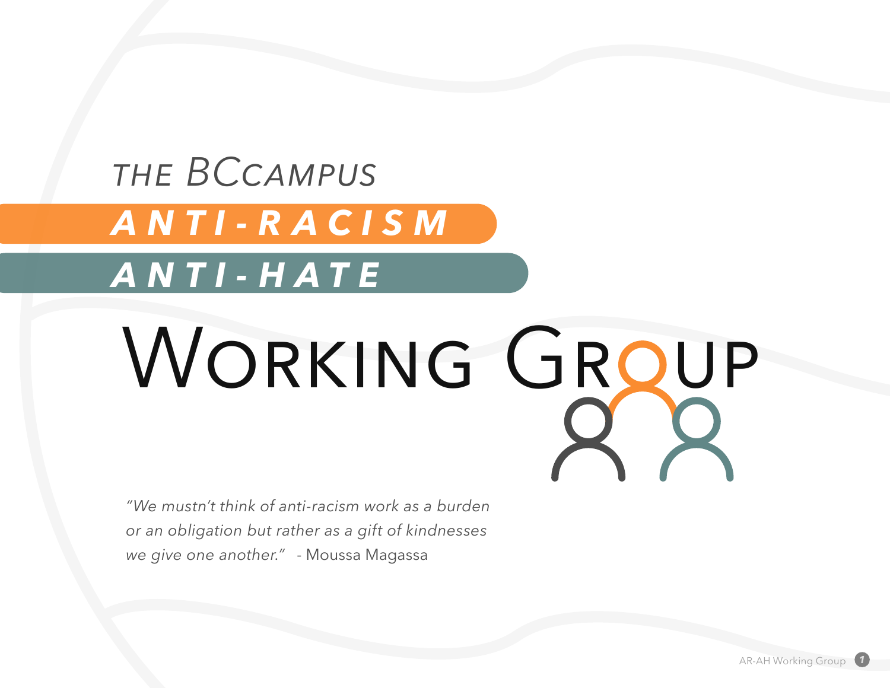# The BCcampus Anti-Racism Anti-Hate Working Group

*"We mustn't think of anti-racism work as a burden or an obligation but rather as a gift of kindnesses we give one another."* - Moussa Magassa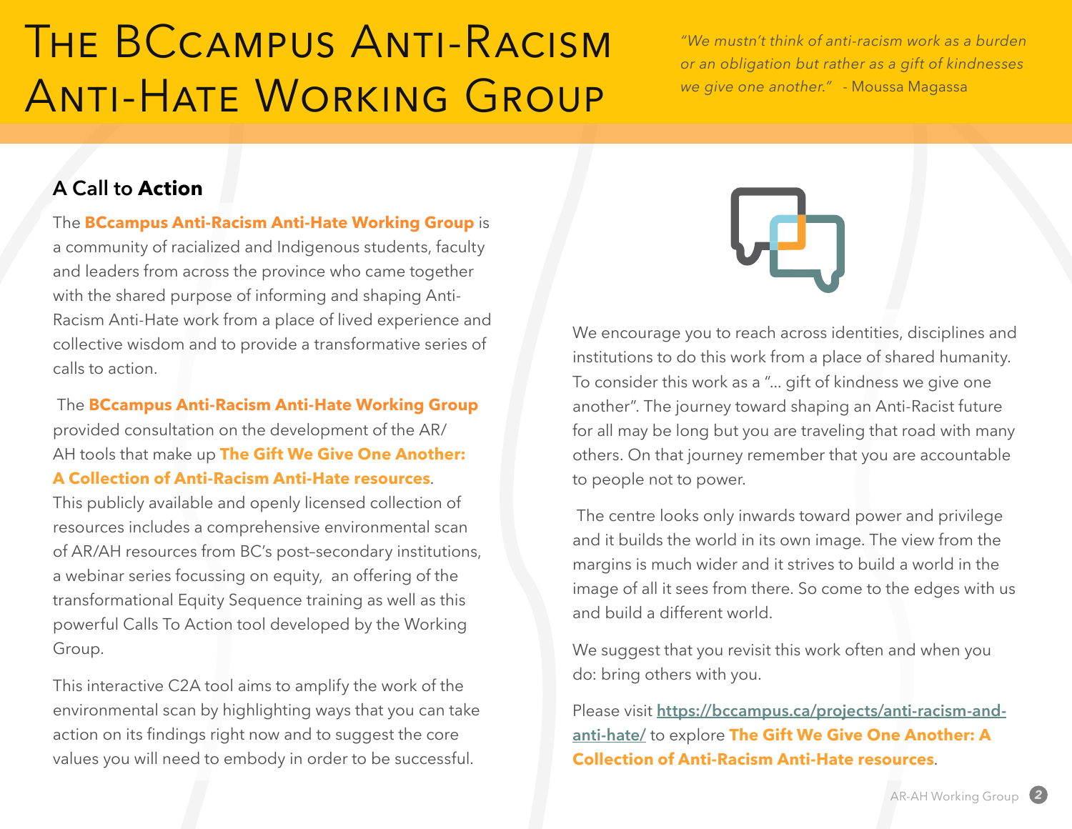# The BCcampus Anti-Racism Anti-Hate Working Group

*"We mustn't think of anti-racism work as a burden or an obligation but rather as a gift of kindnesses we give one another."* - Moussa Magassa

## A Call to **Action**

The **BCcampus Anti-Racism Anti-Hate Working Group** is a community of racialized and Indigenous students, faculty and leaders from across the province who came together with the shared purpose of informing and shaping Anti-Racism Anti-Hate work from a place of lived experience and collective wisdom and to provide a transformative series of calls to action.

The **BCcampus Anti-Racism Anti-Hate Working Group** provided consultation on the development of the AR/AH tools that make up **The Gift We Give One Another: A Collection of Anti-Racism Anti-Hate resources**. This publicly available and openly licensed collection of resources includes a comprehensive environmental scan of AR/AH resources from BC's post-secondary institutions, a webinar series focussing on equity, an offering of the transformational Equity Sequence training as well as this powerful Calls To Action tool developed by the Working Group.

This interactive C2A tool aims to amplify the work of the environmental scan by highlighting ways that you can take action on its findings right now and to suggest the core values you will need to embody in order to be successful.

We encourage you to reach across identities, disciplines and institutions to do this work from a place of shared humanity. To consider this work as a "... gift of kindness we give one another". The journey toward shaping an Anti-Racist future for all may be long but you are traveling that road with many others. On that journey remember that you are accountable to people not to power.

The centre looks only inwards toward power and privilege and it builds the world in its own image. The view from the margins is much wider and it strives to build a world in the image of all it sees from there. So come to the edges with us and build a different world.

We suggest that you revisit this work often and when you do: bring others with you.

Please visit https://bccampus.ca/projects/anti-racism-and-anti-hate/ to explore **The Gift We Give One Another: A Collection of Anti-Racism Anti-Hate resources**.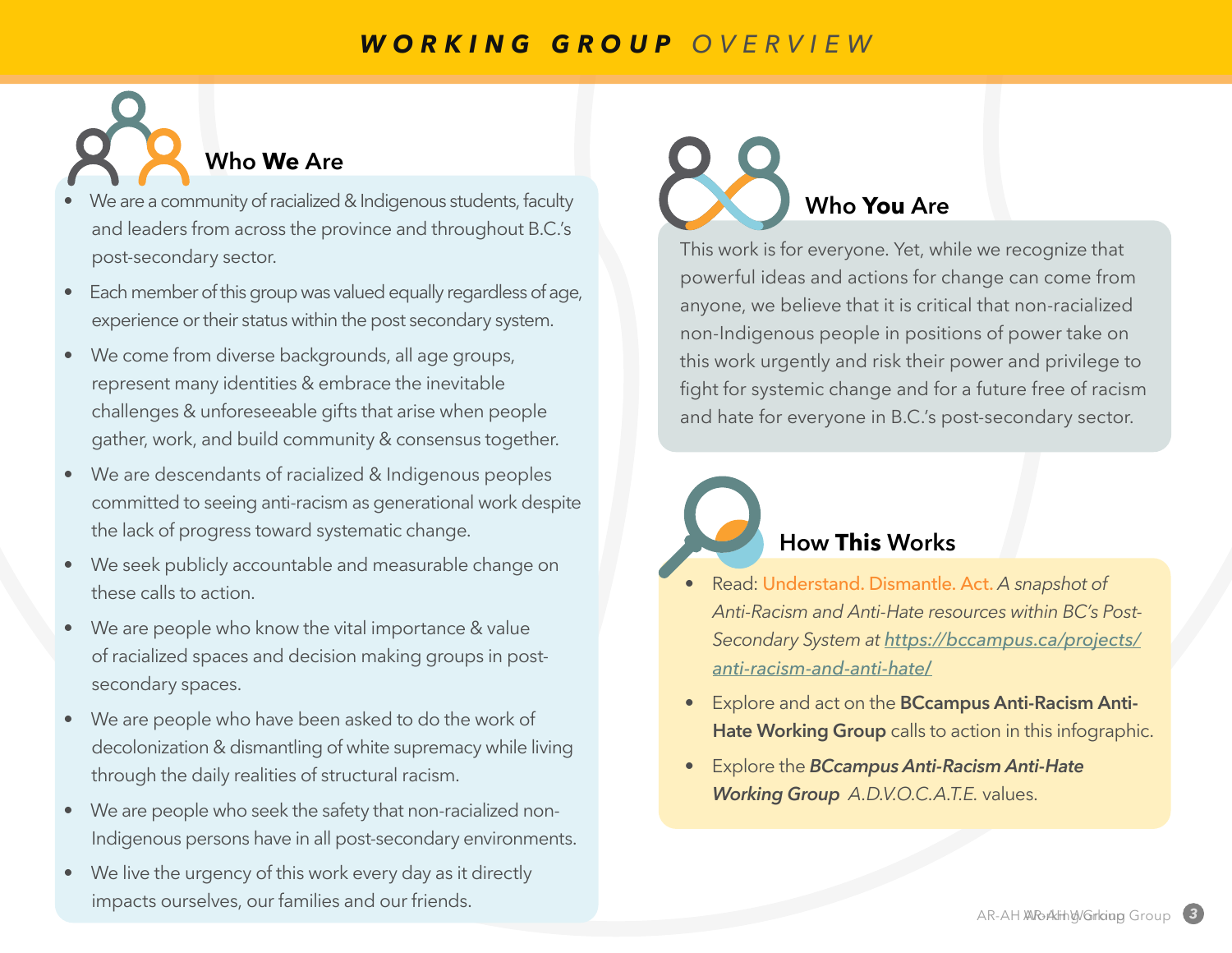# ***WORKING GROUP** OVERVIEW*

## Who **We** Are

- We are a community of racialized & Indigenous students, faculty and leaders from across the province and throughout B.C.'s post-secondary sector.
- Each member of this group was valued equally regardless of age, experience or their status within the post secondary system.
- We come from diverse backgrounds, all age groups, represent many identities & embrace the inevitable challenges & unforeseeable gifts that arise when people gather, work, and build community & consensus together.
- We are descendants of racialized & Indigenous peoples committed to seeing anti-racism as generational work despite the lack of progress toward systematic change.
- We seek publicly accountable and measurable change on these calls to action.
- We are people who know the vital importance & value of racialized spaces and decision making groups in post-secondary spaces.
- We are people who have been asked to do the work of decolonization & dismantling of white supremacy while living through the daily realities of structural racism.
- We are people who seek the safety that non-racialized non-Indigenous persons have in all post-secondary environments.
- We live the urgency of this work every day as it directly impacts ourselves, our families and our friends.

## Who **You** Are

This work is for everyone. Yet, while we recognize that powerful ideas and actions for change can come from anyone, we believe that it is critical that non-racialized non-Indigenous people in positions of power take on this work urgently and risk their power and privilege to fight for systemic change and for a future free of racism and hate for everyone in B.C.'s post-secondary sector.

## How **This** Works

- Read: Understand. Dismantle. Act. *A snapshot of Anti-Racism and Anti-Hate resources within BC's Post-Secondary System at [https://bccampus.ca/projects/anti-racism-and-anti-hate/](https://bccampus.ca/projects/anti-racism-and-anti-hate/)*
- Explore and act on the **BCcampus Anti-Racism Anti-Hate Working Group** calls to action in this infographic.
- Explore the ***BCcampus Anti-Racism Anti-Hate Working Group*** *A.D.V.O.C.A.T.E.* values.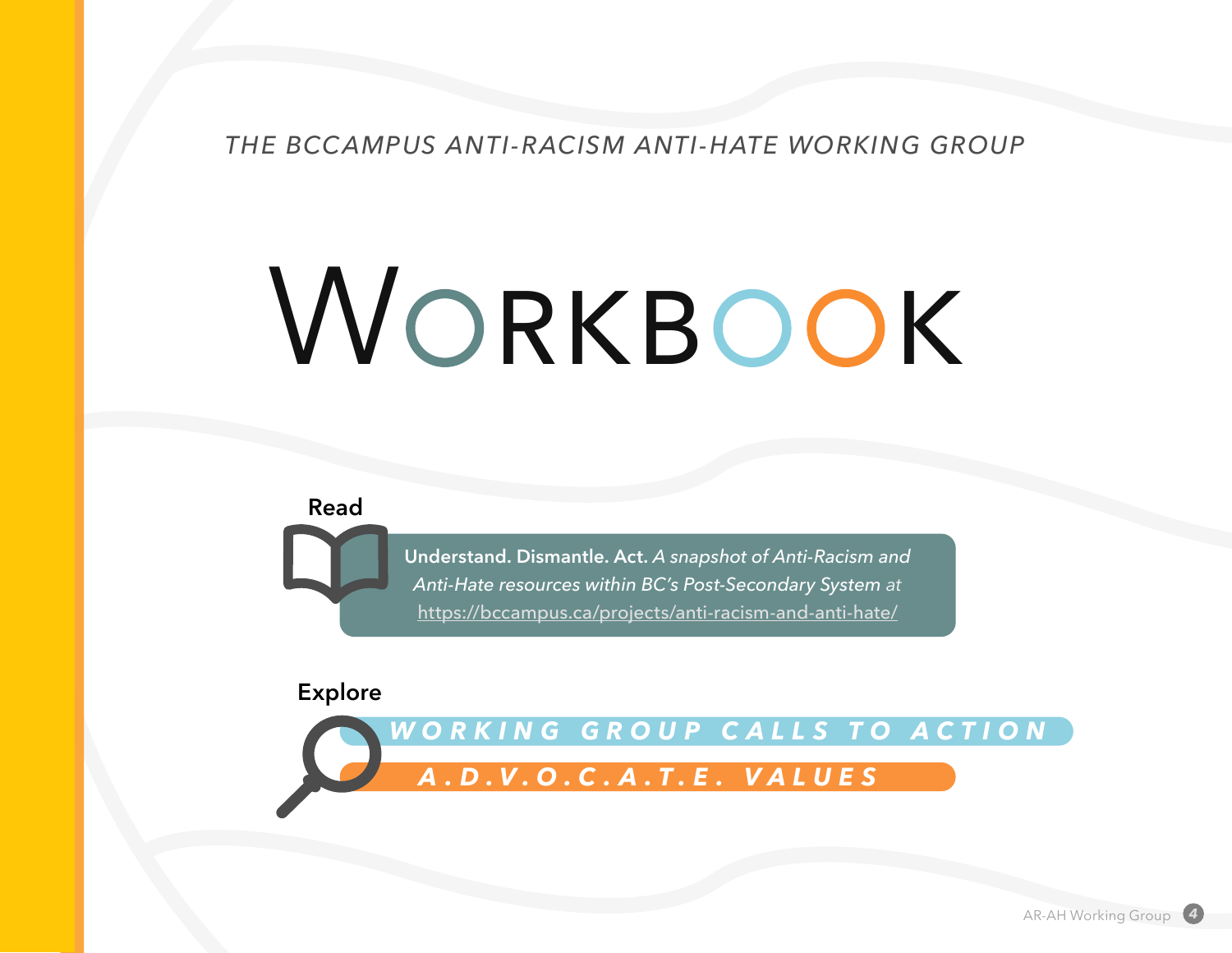*THE BCCAMPUS ANTI-RACISM ANTI-HATE WORKING GROUP*

# WORKBOOK

### Read

**Understand. Dismantle. Act.** *A snapshot of Anti-Racism and Anti-Hate resources within BC's Post-Secondary System at* https://bccampus.ca/projects/anti-racism-and-anti-hate/

### Explore

***WORKING GROUP CALLS TO ACTION***

***A.D.V.O.C.A.T.E. VALUES***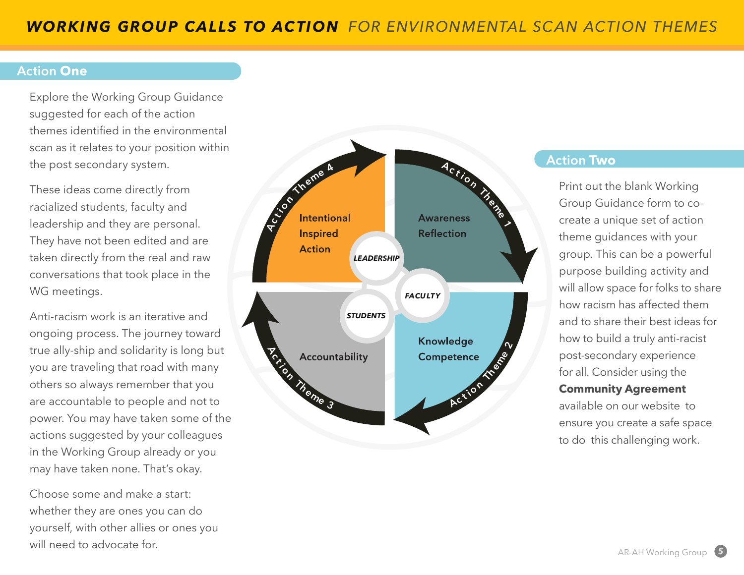# ***WORKING GROUP CALLS TO ACTION*** *FOR ENVIRONMENTAL SCAN ACTION THEMES*

## Action One

Explore the Working Group Guidance suggested for each of the action themes identified in the environmental scan as it relates to your position within the post secondary system.

These ideas come directly from racialized students, faculty and leadership and they are personal. They have not been edited and are taken directly from the real and raw conversations that took place in the WG meetings.

Anti-racism work is an iterative and ongoing process. The journey toward true ally-ship and solidarity is long but you are traveling that road with many others so always remember that you are accountable to people and not to power. You may have taken some of the actions suggested by your colleagues in the Working Group already or you may have taken none. That's okay.

Choose some and make a start: whether they are ones you can do yourself, with other allies or ones you will need to advocate for.

Action Theme 1: Awareness, Reflection

Action Theme 2: Knowledge, Competence

Action Theme 3: Accountability

Action Theme 4: Intentional, Inspired, Action

*LEADERSHIP* · *FACULTY* · *STUDENTS*

## Action Two

Print out the blank Working Group Guidance form to co-create a unique set of action theme guidances with your group. This can be a powerful purpose building activity and will allow space for folks to share how racism has affected them and to share their best ideas for how to build a truly anti-racist post-secondary experience for all. Consider using the **Community Agreement** available on our website to ensure you create a safe space to do this challenging work.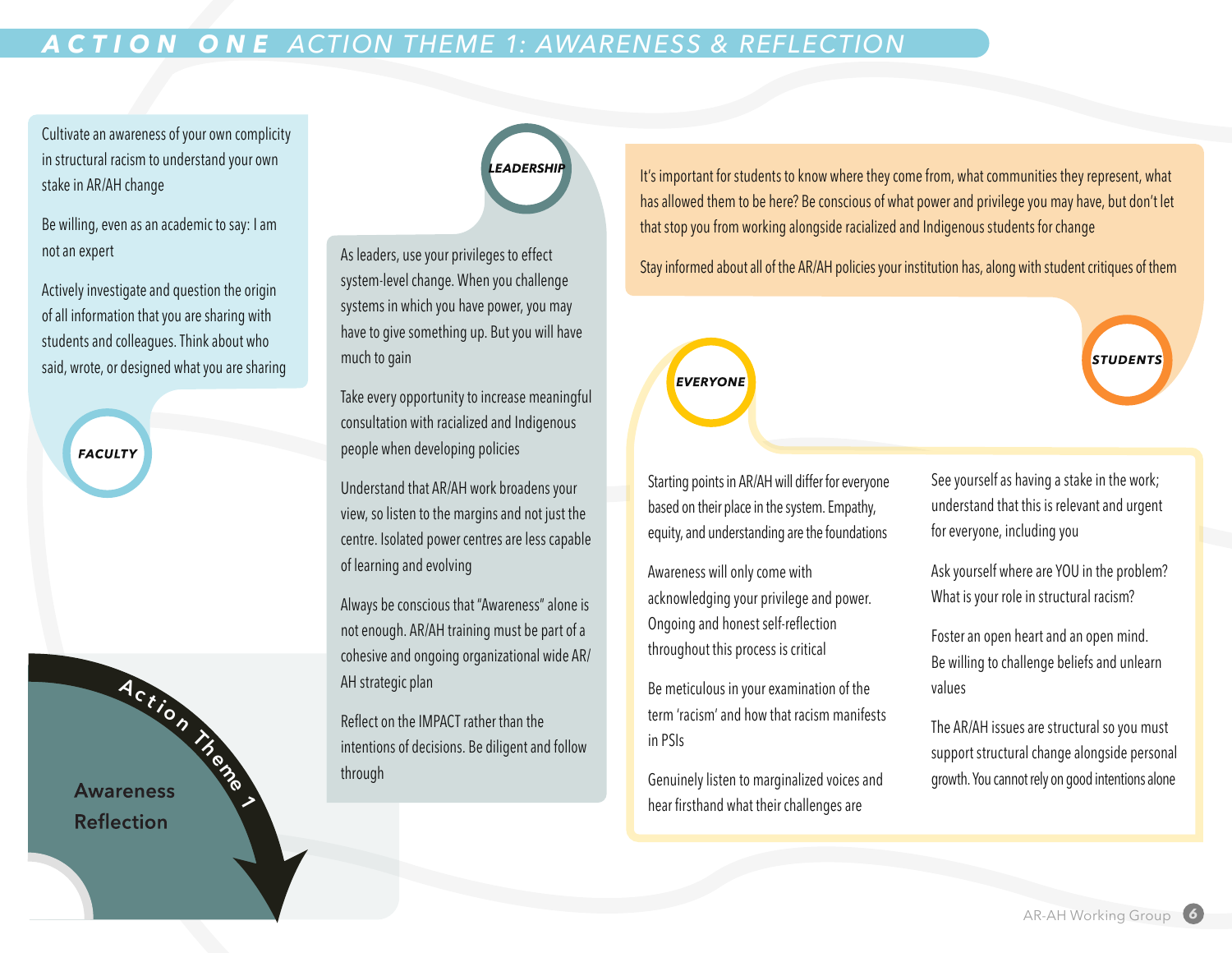# ACTION ONE ACTION THEME 1: AWARENESS & REFLECTION

## FACULTY

Cultivate an awareness of your own complicity in structural racism to understand your own stake in AR/AH change

Be willing, even as an academic to say: I am not an expert

Actively investigate and question the origin of all information that you are sharing with students and colleagues. Think about who said, wrote, or designed what you are sharing

## LEADERSHIP

As leaders, use your privileges to effect system-level change. When you challenge systems in which you have power, you may have to give something up. But you will have much to gain

Take every opportunity to increase meaningful consultation with racialized and Indigenous people when developing policies

Understand that AR/AH work broadens your view, so listen to the margins and not just the centre. Isolated power centres are less capable of learning and evolving

Always be conscious that "Awareness" alone is not enough. AR/AH training must be part of a cohesive and ongoing organizational wide AR/AH strategic plan

Reflect on the IMPACT rather than the intentions of decisions. Be diligent and follow through

## STUDENTS

It's important for students to know where they come from, what communities they represent, what has allowed them to be here? Be conscious of what power and privilege you may have, but don't let that stop you from working alongside racialized and Indigenous students for change

Stay informed about all of the AR/AH policies your institution has, along with student critiques of them

## EVERYONE

Starting points in AR/AH will differ for everyone based on their place in the system. Empathy, equity, and understanding are the foundations

Awareness will only come with acknowledging your privilege and power. Ongoing and honest self-reflection throughout this process is critical

Be meticulous in your examination of the term 'racism' and how that racism manifests in PSIs

Genuinely listen to marginalized voices and hear firsthand what their challenges are

See yourself as having a stake in the work; understand that this is relevant and urgent for everyone, including you

Ask yourself where are YOU in the problem? What is your role in structural racism?

Foster an open heart and an open mind. Be willing to challenge beliefs and unlearn values

The AR/AH issues are structural so you must support structural change alongside personal growth. You cannot rely on good intentions alone

Action Theme 1

Awareness
Reflection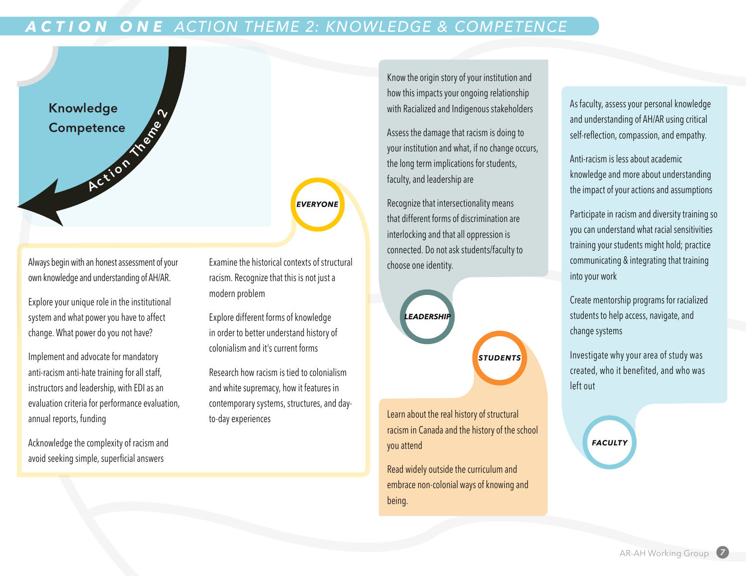# ACTION ONE ACTION THEME 2: KNOWLEDGE & COMPETENCE

## Knowledge Competence

Action Theme 2

### EVERYONE

Always begin with an honest assessment of your own knowledge and understanding of AH/AR.

Explore your unique role in the institutional system and what power you have to affect change. What power do you not have?

Implement and advocate for mandatory anti-racism anti-hate training for all staff, instructors and leadership, with EDI as an evaluation criteria for performance evaluation, annual reports, funding

Acknowledge the complexity of racism and avoid seeking simple, superficial answers

Examine the historical contexts of structural racism. Recognize that this is not just a modern problem

Explore different forms of knowledge in order to better understand history of colonialism and it's current forms

Research how racism is tied to colonialism and white supremacy, how it features in contemporary systems, structures, and day-to-day experiences

### LEADERSHIP

Know the origin story of your institution and how this impacts your ongoing relationship with Racialized and Indigenous stakeholders

Assess the damage that racism is doing to your institution and what, if no change occurs, the long term implications for students, faculty, and leadership are

Recognize that intersectionality means that different forms of discrimination are interlocking and that all oppression is connected. Do not ask students/faculty to choose one identity.

### STUDENTS

Learn about the real history of structural racism in Canada and the history of the school you attend

Read widely outside the curriculum and embrace non-colonial ways of knowing and being.

### FACULTY

As faculty, assess your personal knowledge and understanding of AH/AR using critical self-reflection, compassion, and empathy.

Anti-racism is less about academic knowledge and more about understanding the impact of your actions and assumptions

Participate in racism and diversity training so you can understand what racial sensitivities training your students might hold; practice communicating & integrating that training into your work

Create mentorship programs for racialized students to help access, navigate, and change systems

Investigate why your area of study was created, who it benefited, and who was left out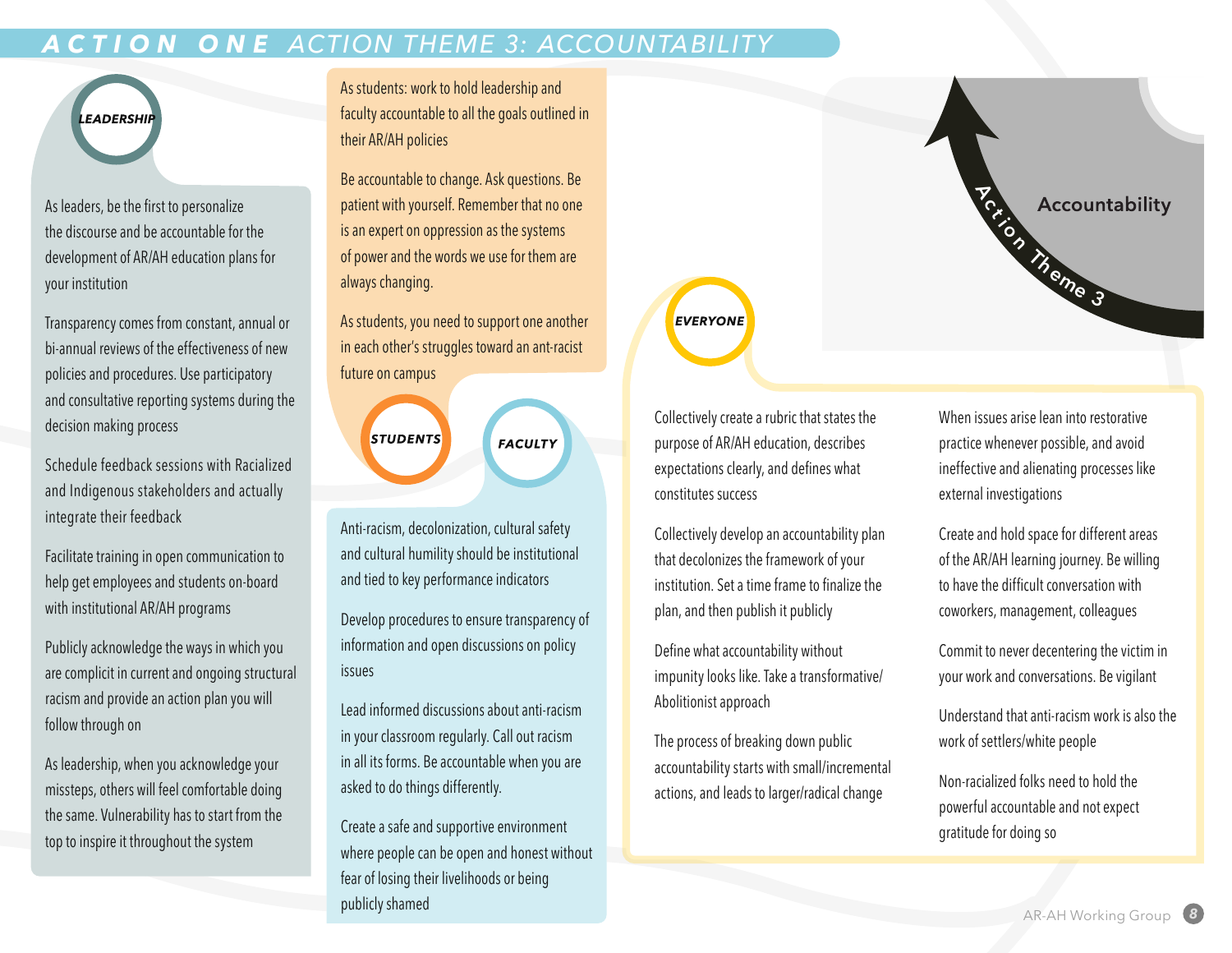# ACTION ONE ACTION THEME 3: ACCOUNTABILITY

## LEADERSHIP

As leaders, be the first to personalize the discourse and be accountable for the development of AR/AH education plans for your institution

Transparency comes from constant, annual or bi-annual reviews of the effectiveness of new policies and procedures. Use participatory and consultative reporting systems during the decision making process

Schedule feedback sessions with Racialized and Indigenous stakeholders and actually integrate their feedback

Facilitate training in open communication to help get employees and students on-board with institutional AR/AH programs

Publicly acknowledge the ways in which you are complicit in current and ongoing structural racism and provide an action plan you will follow through on

As leadership, when you acknowledge your missteps, others will feel comfortable doing the same. Vulnerability has to start from the top to inspire it throughout the system

## STUDENTS

As students: work to hold leadership and faculty accountable to all the goals outlined in their AR/AH policies

Be accountable to change. Ask questions. Be patient with yourself. Remember that no one is an expert on oppression as the systems of power and the words we use for them are always changing.

As students, you need to support one another in each other's struggles toward an ant-racist future on campus

## FACULTY

Anti-racism, decolonization, cultural safety and cultural humility should be institutional and tied to key performance indicators

Develop procedures to ensure transparency of information and open discussions on policy issues

Lead informed discussions about anti-racism in your classroom regularly. Call out racism in all its forms. Be accountable when you are asked to do things differently.

Create a safe and supportive environment where people can be open and honest without fear of losing their livelihoods or being publicly shamed

## EVERYONE

Collectively create a rubric that states the purpose of AR/AH education, describes expectations clearly, and defines what constitutes success

Collectively develop an accountability plan that decolonizes the framework of your institution. Set a time frame to finalize the plan, and then publish it publicly

Define what accountability without impunity looks like. Take a transformative/ Abolitionist approach

The process of breaking down public accountability starts with small/incremental actions, and leads to larger/radical change

When issues arise lean into restorative practice whenever possible, and avoid ineffective and alienating processes like external investigations

Create and hold space for different areas of the AR/AH learning journey. Be willing to have the difficult conversation with coworkers, management, colleagues

Commit to never decentering the victim in your work and conversations. Be vigilant

Understand that anti-racism work is also the work of settlers/white people

Non-racialized folks need to hold the powerful accountable and not expect gratitude for doing so

Action Theme 3

Accountability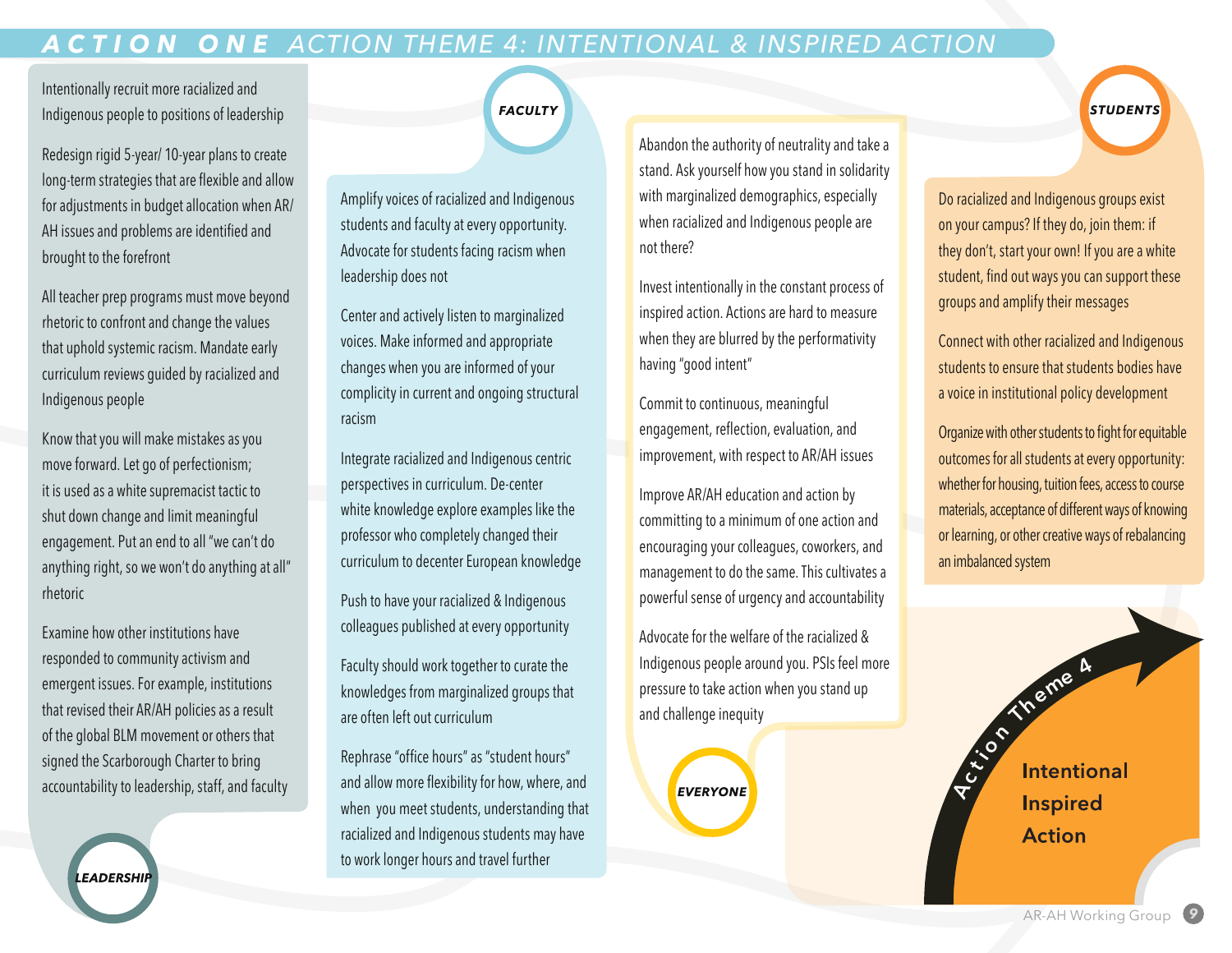# ACTION ONE ACTION THEME 4: INTENTIONAL & INSPIRED ACTION

## LEADERSHIP

Intentionally recruit more racialized and Indigenous people to positions of leadership

Redesign rigid 5-year/ 10-year plans to create long-term strategies that are flexible and allow for adjustments in budget allocation when AR/AH issues and problems are identified and brought to the forefront

All teacher prep programs must move beyond rhetoric to confront and change the values that uphold systemic racism. Mandate early curriculum reviews guided by racialized and Indigenous people

Know that you will make mistakes as you move forward. Let go of perfectionism; it is used as a white supremacist tactic to shut down change and limit meaningful engagement. Put an end to all "we can't do anything right, so we won't do anything at all" rhetoric

Examine how other institutions have responded to community activism and emergent issues. For example, institutions that revised their AR/AH policies as a result of the global BLM movement or others that signed the Scarborough Charter to bring accountability to leadership, staff, and faculty

## FACULTY

Amplify voices of racialized and Indigenous students and faculty at every opportunity. Advocate for students facing racism when leadership does not

Center and actively listen to marginalized voices. Make informed and appropriate changes when you are informed of your complicity in current and ongoing structural racism

Integrate racialized and Indigenous centric perspectives in curriculum. De-center white knowledge explore examples like the professor who completely changed their curriculum to decenter European knowledge

Push to have your racialized & Indigenous colleagues published at every opportunity

Faculty should work together to curate the knowledges from marginalized groups that are often left out curriculum

Rephrase "office hours" as "student hours" and allow more flexibility for how, where, and when you meet students, understanding that racialized and Indigenous students may have to work longer hours and travel further

## EVERYONE

Abandon the authority of neutrality and take a stand. Ask yourself how you stand in solidarity with marginalized demographics, especially when racialized and Indigenous people are not there?

Invest intentionally in the constant process of inspired action. Actions are hard to measure when they are blurred by the performativity having "good intent"

Commit to continuous, meaningful engagement, reflection, evaluation, and improvement, with respect to AR/AH issues

Improve AR/AH education and action by committing to a minimum of one action and encouraging your colleagues, coworkers, and management to do the same. This cultivates a powerful sense of urgency and accountability

Advocate for the welfare of the racialized & Indigenous people around you. PSIs feel more pressure to take action when you stand up and challenge inequity

## STUDENTS

Do racialized and Indigenous groups exist on your campus? If they do, join them: if they don't, start your own! If you are a white student, find out ways you can support these groups and amplify their messages

Connect with other racialized and Indigenous students to ensure that students bodies have a voice in institutional policy development

Organize with other students to fight for equitable outcomes for all students at every opportunity: whether for housing, tuition fees, access to course materials, acceptance of different ways of knowing or learning, or other creative ways of rebalancing an imbalanced system

Action Theme 4

**Intentional Inspired Action**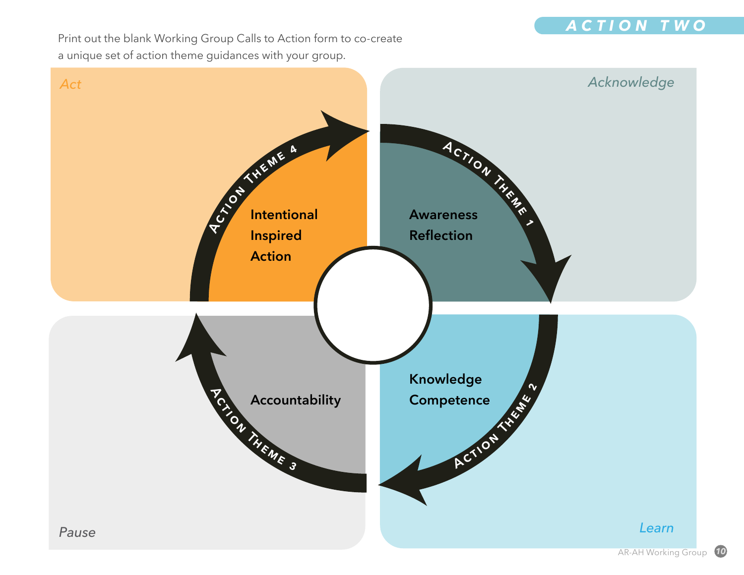## ACTION TWO

Print out the blank Working Group Calls to Action form to co-create a unique set of action theme guidances with your group.

*Act*

*Acknowledge*

*Pause*

*Learn*

**ACTION THEME 1**

**Awareness**
**Reflection**

**ACTION THEME 2**

**Knowledge**
**Competence**

**ACTION THEME 3**

**Accountability**

**ACTION THEME 4**

**Intentional**
**Inspired**
**Action**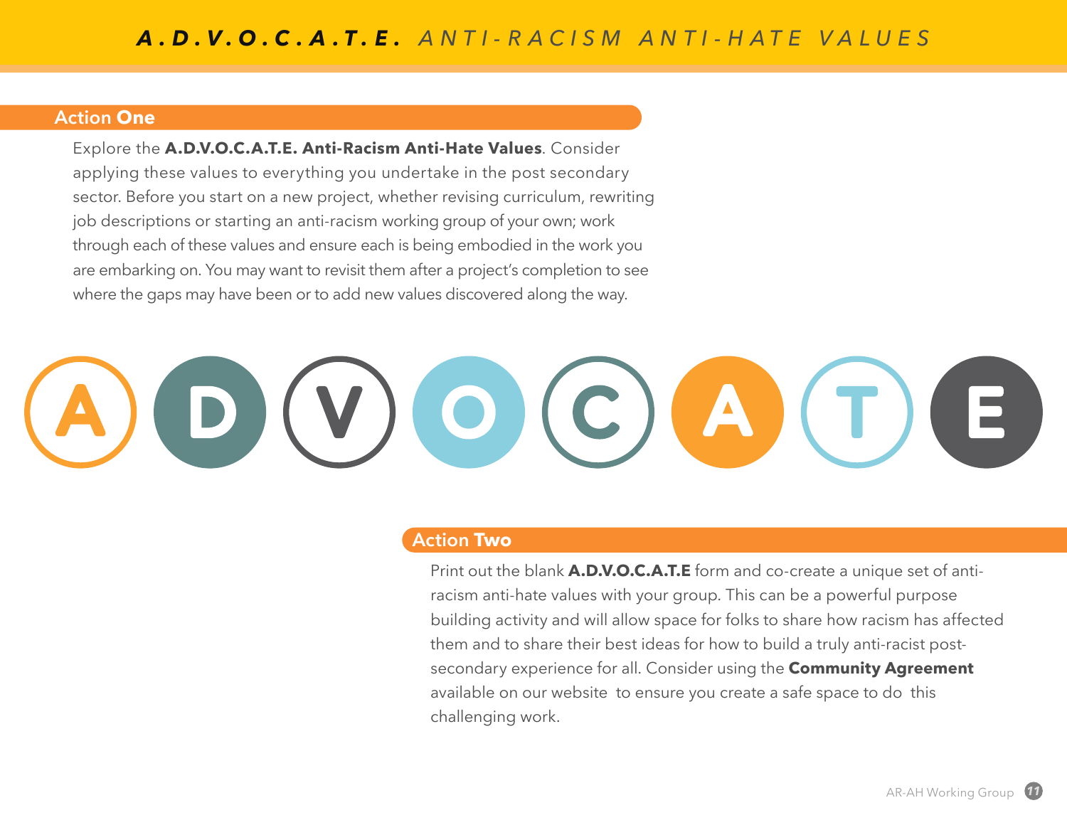# A.D.V.O.C.A.T.E. ANTI-RACISM ANTI-HATE VALUES

## Action One

Explore the **A.D.V.O.C.A.T.E. Anti-Racism Anti-Hate Values**. Consider applying these values to everything you undertake in the post secondary sector. Before you start on a new project, whether revising curriculum, rewriting job descriptions or starting an anti-racism working group of your own; work through each of these values and ensure each is being embodied in the work you are embarking on. You may want to revisit them after a project's completion to see where the gaps may have been or to add new values discovered along the way.

A D V O C A T E

## Action Two

Print out the blank **A.D.V.O.C.A.T.E** form and co-create a unique set of anti-racism anti-hate values with your group. This can be a powerful purpose building activity and will allow space for folks to share how racism has affected them and to share their best ideas for how to build a truly anti-racist post-secondary experience for all. Consider using the **Community Agreement** available on our website to ensure you create a safe space to do this challenging work.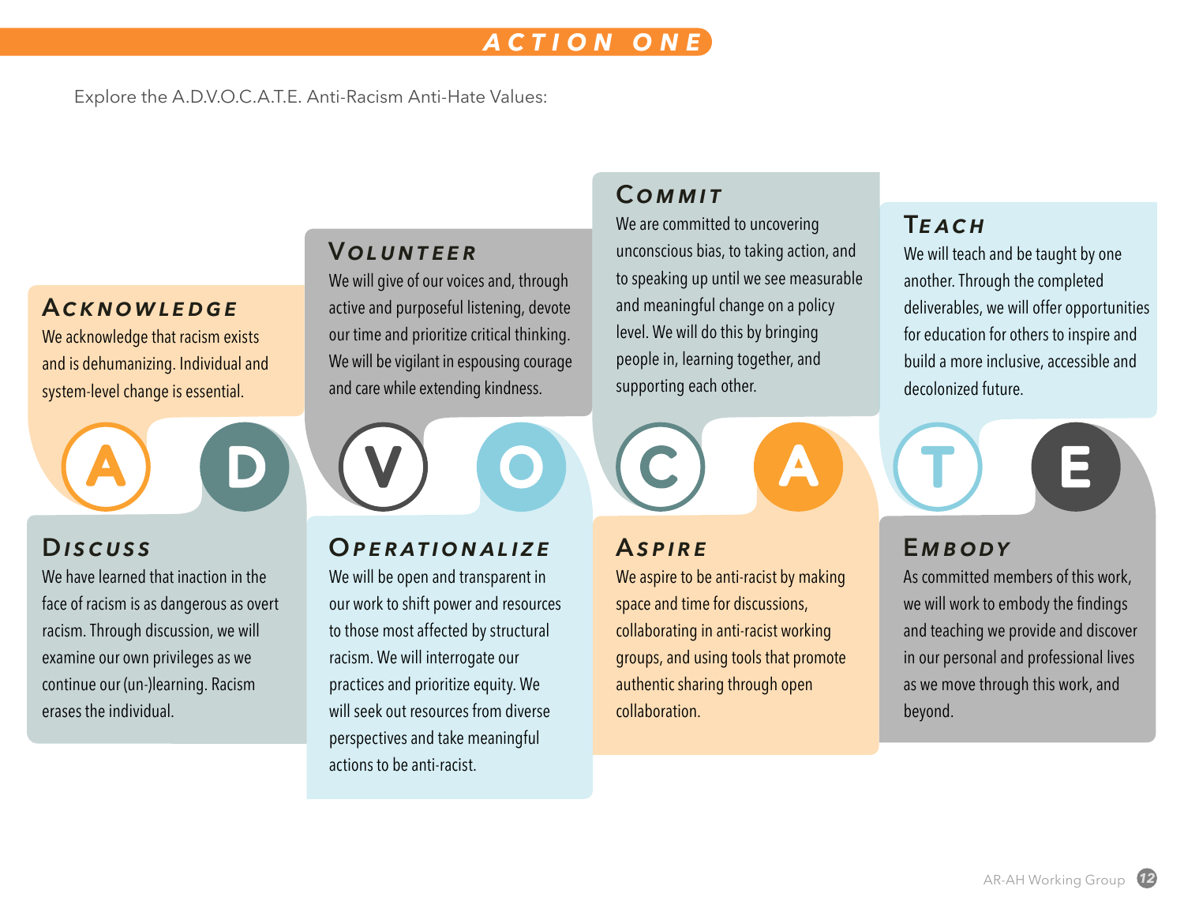## ACTION ONE

Explore the A.D.V.O.C.A.T.E. Anti-Racism Anti-Hate Values:

### Acknowledge

We acknowledge that racism exists and is dehumanizing. Individual and system-level change is essential.

### Discuss

We have learned that inaction in the face of racism is as dangerous as overt racism. Through discussion, we will examine our own privileges as we continue our (un-)learning. Racism erases the individual.

### Volunteer

We will give of our voices and, through active and purposeful listening, devote our time and prioritize critical thinking. We will be vigilant in espousing courage and care while extending kindness.

### Operationalize

We will be open and transparent in our work to shift power and resources to those most affected by structural racism. We will interrogate our practices and prioritize equity. We will seek out resources from diverse perspectives and take meaningful actions to be anti-racist.

### Commit

We are committed to uncovering unconscious bias, to taking action, and to speaking up until we see measurable and meaningful change on a policy level. We will do this by bringing people in, learning together, and supporting each other.

### Aspire

We aspire to be anti-racist by making space and time for discussions, collaborating in anti-racist working groups, and using tools that promote authentic sharing through open collaboration.

### Teach

We will teach and be taught by one another. Through the completed deliverables, we will offer opportunities for education for others to inspire and build a more inclusive, accessible and decolonized future.

### Embody

As committed members of this work, we will work to embody the findings and teaching we provide and discover in our personal and professional lives as we move through this work, and beyond.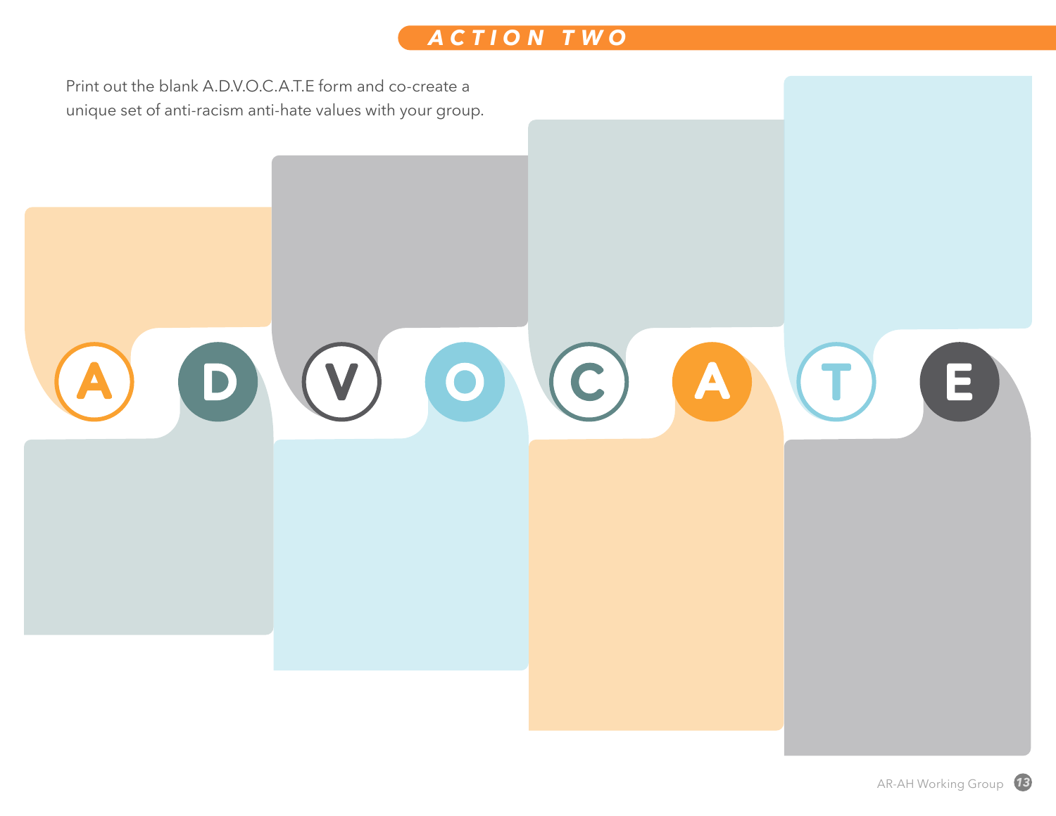## ACTION TWO

Print out the blank A.D.V.O.C.A.T.E form and co-create a unique set of anti-racism anti-hate values with your group.

A D V O C A T E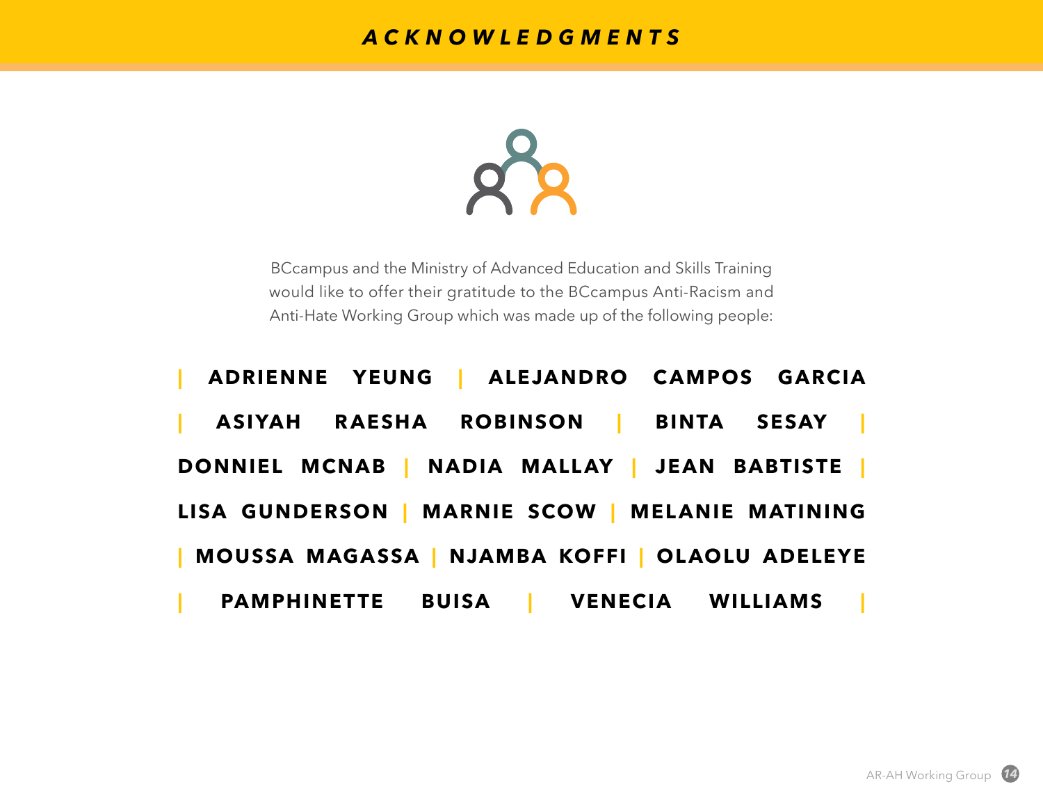# ACKNOWLEDGMENTS

BCcampus and the Ministry of Advanced Education and Skills Training would like to offer their gratitude to the BCcampus Anti-Racism and Anti-Hate Working Group which was made up of the following people:

| **ADRIENNE YEUNG** | **ALEJANDRO CAMPOS GARCIA** | **ASIYAH RAESHA ROBINSON** | **BINTA SESAY** | **DONNIEL MCNAB** | **NADIA MALLAY** | **JEAN BABTISTE** | **LISA GUNDERSON** | **MARNIE SCOW** | **MELANIE MATINING** | **MOUSSA MAGASSA** | **NJAMBA KOFFI** | **OLAOLU ADELEYE** | **PAMPHINETTE BUISA** | **VENECIA WILLIAMS** |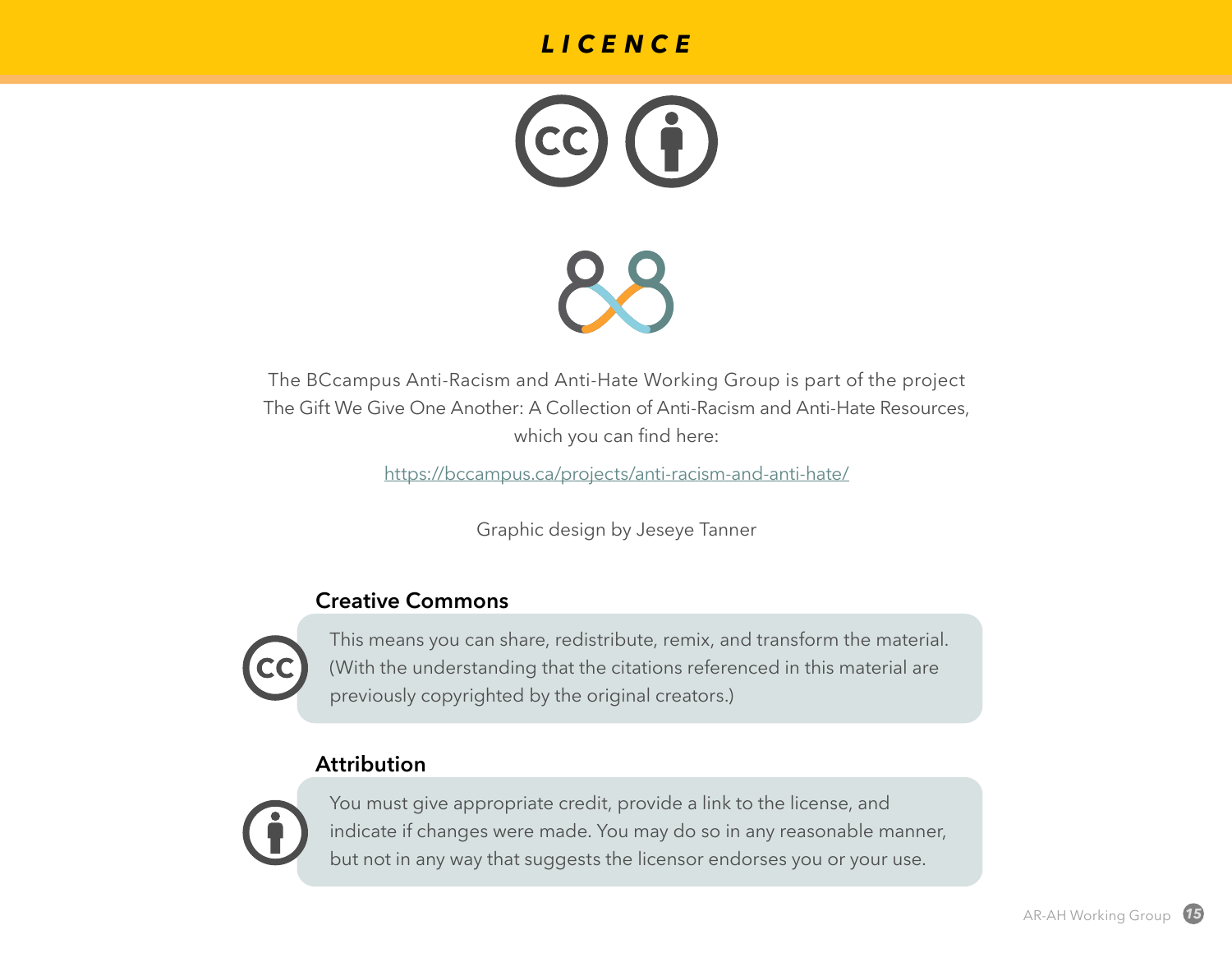# LICENCE

The BCcampus Anti-Racism and Anti-Hate Working Group is part of the project The Gift We Give One Another: A Collection of Anti-Racism and Anti-Hate Resources, which you can find here:

https://bccampus.ca/projects/anti-racism-and-anti-hate/

Graphic design by Jeseye Tanner

## Creative Commons

This means you can share, redistribute, remix, and transform the material. (With the understanding that the citations referenced in this material are previously copyrighted by the original creators.)

## Attribution

You must give appropriate credit, provide a link to the license, and indicate if changes were made. You may do so in any reasonable manner, but not in any way that suggests the licensor endorses you or your use.